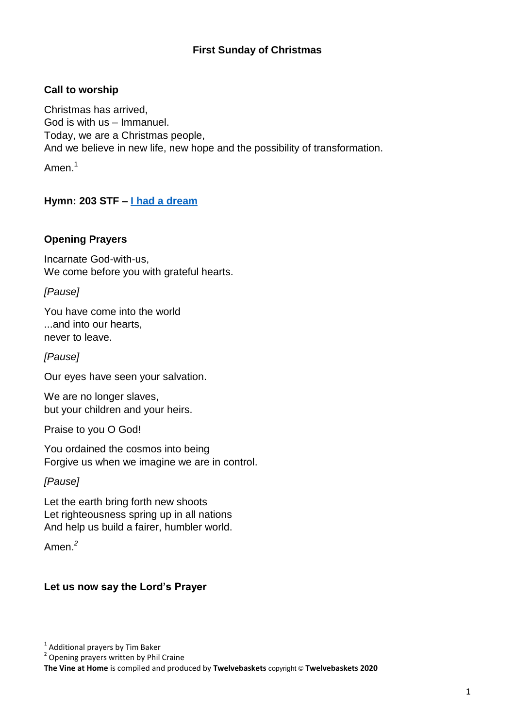# First Sunday of Christmas

## Call to worship

Christmas has arrived,
God is with us – Immanuel.
Today, we are a Christmas people,
And we believe in new life, new hope and the possibility of transformation.

Amen.[1]

## Hymn: 203 STF – I had a dream

## Opening Prayers

Incarnate God-with-us,
We come before you with grateful hearts.

*[Pause]*

You have come into the world
...and into our hearts,
never to leave.

*[Pause]*

Our eyes have seen your salvation.

We are no longer slaves,
but your children and your heirs.

Praise to you O God!

You ordained the cosmos into being
Forgive us when we imagine we are in control.

*[Pause]*

Let the earth bring forth new shoots
Let righteousness spring up in all nations
And help us build a fairer, humbler world.

Amen.[2]

## Let us now say the Lord's Prayer

---

[1] Additional prayers by Tim Baker

[2] Opening prayers written by Phil Craine

**The Vine at Home** is compiled and produced by **Twelvebaskets** copyright © **Twelvebaskets 2020**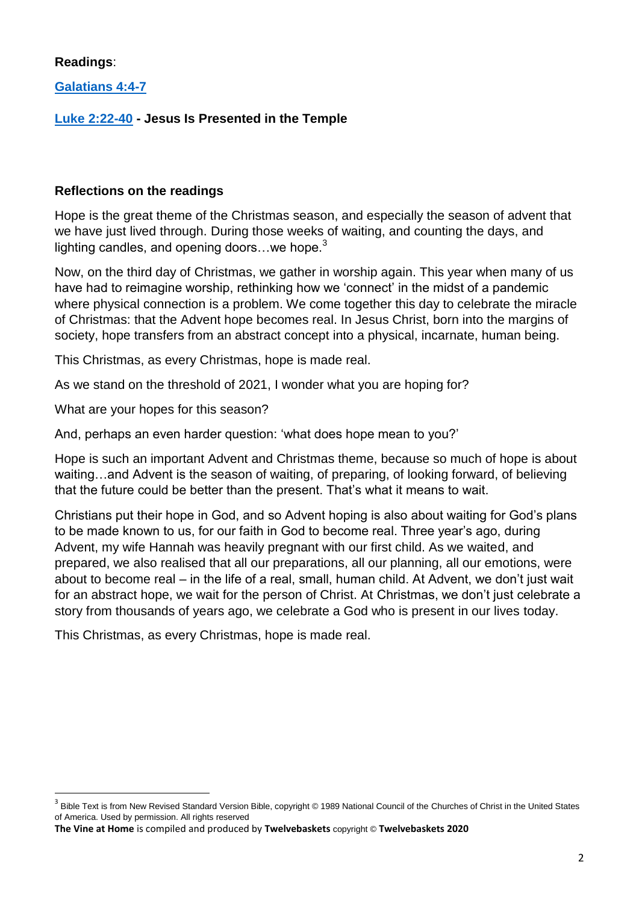**Readings**:

**Galatians 4:4-7**

**Luke 2:22-40 - Jesus Is Presented in the Temple**

**Reflections on the readings**

Hope is the great theme of the Christmas season, and especially the season of advent that we have just lived through. During those weeks of waiting, and counting the days, and lighting candles, and opening doors…we hope.[3]

Now, on the third day of Christmas, we gather in worship again. This year when many of us have had to reimagine worship, rethinking how we 'connect' in the midst of a pandemic where physical connection is a problem. We come together this day to celebrate the miracle of Christmas: that the Advent hope becomes real. In Jesus Christ, born into the margins of society, hope transfers from an abstract concept into a physical, incarnate, human being.

This Christmas, as every Christmas, hope is made real.

As we stand on the threshold of 2021, I wonder what you are hoping for?

What are your hopes for this season?

And, perhaps an even harder question: 'what does hope mean to you?'

Hope is such an important Advent and Christmas theme, because so much of hope is about waiting…and Advent is the season of waiting, of preparing, of looking forward, of believing that the future could be better than the present. That's what it means to wait.

Christians put their hope in God, and so Advent hoping is also about waiting for God's plans to be made known to us, for our faith in God to become real. Three year's ago, during Advent, my wife Hannah was heavily pregnant with our first child. As we waited, and prepared, we also realised that all our preparations, all our planning, all our emotions, were about to become real – in the life of a real, small, human child. At Advent, we don't just wait for an abstract hope, we wait for the person of Christ. At Christmas, we don't just celebrate a story from thousands of years ago, we celebrate a God who is present in our lives today.

This Christmas, as every Christmas, hope is made real.

---

[3] Bible Text is from New Revised Standard Version Bible, copyright © 1989 National Council of the Churches of Christ in the United States of America. Used by permission. All rights reserved

**The Vine at Home** is compiled and produced by **Twelvebaskets** copyright © **Twelvebaskets 2020**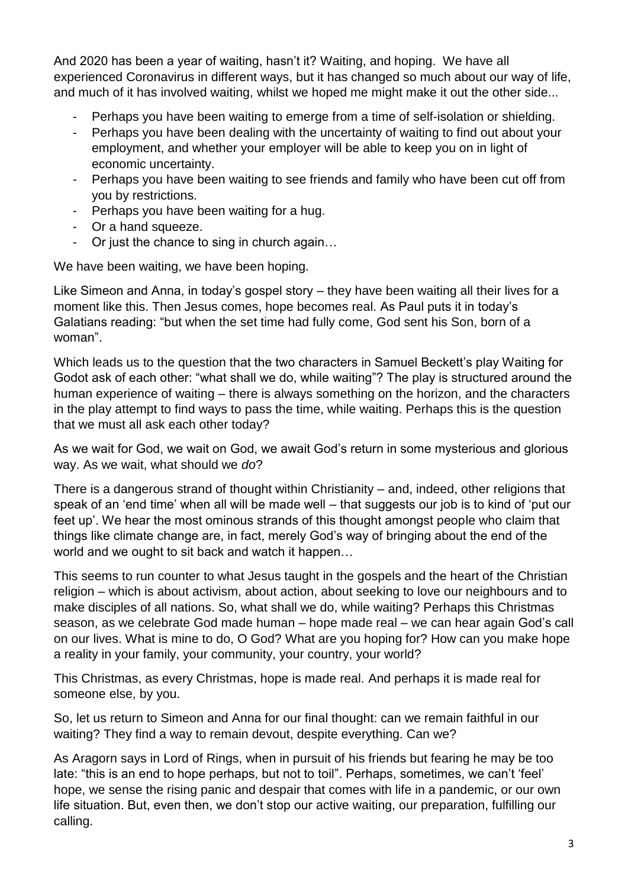And 2020 has been a year of waiting, hasn't it? Waiting, and hoping. We have all experienced Coronavirus in different ways, but it has changed so much about our way of life, and much of it has involved waiting, whilst we hoped me might make it out the other side...

- Perhaps you have been waiting to emerge from a time of self-isolation or shielding.
- Perhaps you have been dealing with the uncertainty of waiting to find out about your employment, and whether your employer will be able to keep you on in light of economic uncertainty.
- Perhaps you have been waiting to see friends and family who have been cut off from you by restrictions.
- Perhaps you have been waiting for a hug.
- Or a hand squeeze.
- Or just the chance to sing in church again…

We have been waiting, we have been hoping.

Like Simeon and Anna, in today's gospel story – they have been waiting all their lives for a moment like this. Then Jesus comes, hope becomes real. As Paul puts it in today's Galatians reading: "but when the set time had fully come, God sent his Son, born of a woman".

Which leads us to the question that the two characters in Samuel Beckett's play Waiting for Godot ask of each other: "what shall we do, while waiting"? The play is structured around the human experience of waiting – there is always something on the horizon, and the characters in the play attempt to find ways to pass the time, while waiting. Perhaps this is the question that we must all ask each other today?

As we wait for God, we wait on God, we await God's return in some mysterious and glorious way. As we wait, what should we *do*?

There is a dangerous strand of thought within Christianity – and, indeed, other religions that speak of an 'end time' when all will be made well – that suggests our job is to kind of 'put our feet up'. We hear the most ominous strands of this thought amongst people who claim that things like climate change are, in fact, merely God's way of bringing about the end of the world and we ought to sit back and watch it happen…

This seems to run counter to what Jesus taught in the gospels and the heart of the Christian religion – which is about activism, about action, about seeking to love our neighbours and to make disciples of all nations. So, what shall we do, while waiting? Perhaps this Christmas season, as we celebrate God made human – hope made real – we can hear again God's call on our lives. What is mine to do, O God? What are you hoping for? How can you make hope a reality in your family, your community, your country, your world?

This Christmas, as every Christmas, hope is made real. And perhaps it is made real for someone else, by you.

So, let us return to Simeon and Anna for our final thought: can we remain faithful in our waiting? They find a way to remain devout, despite everything. Can we?

As Aragorn says in Lord of Rings, when in pursuit of his friends but fearing he may be too late: "this is an end to hope perhaps, but not to toil". Perhaps, sometimes, we can't 'feel' hope, we sense the rising panic and despair that comes with life in a pandemic, or our own life situation. But, even then, we don't stop our active waiting, our preparation, fulfilling our calling.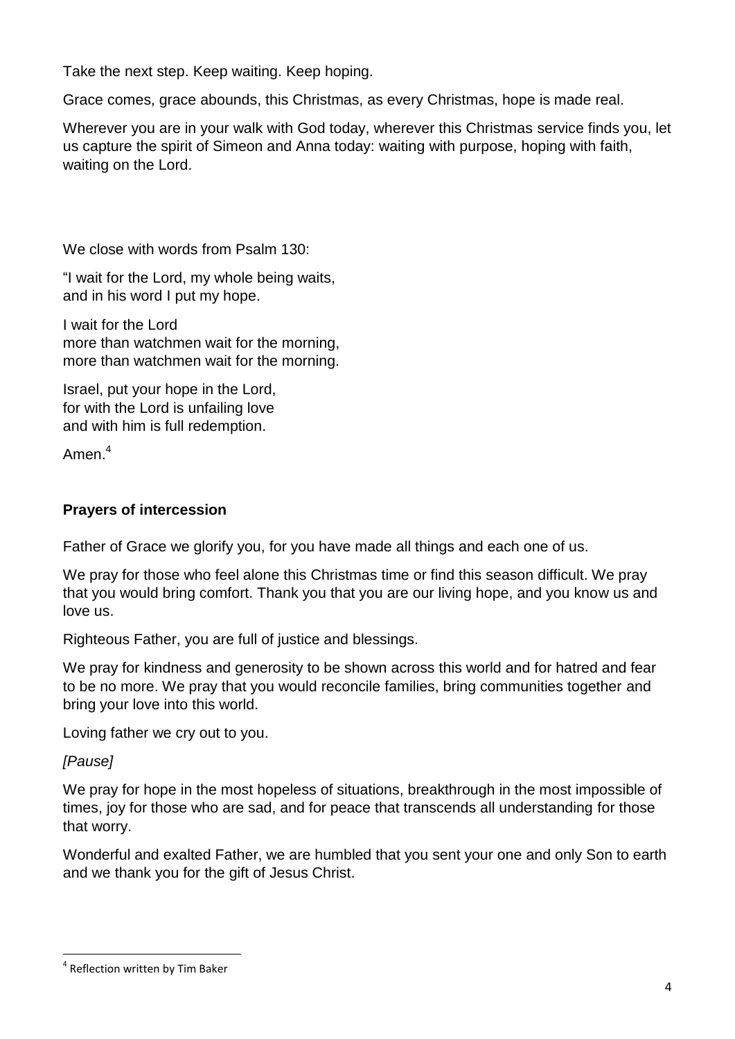Take the next step. Keep waiting. Keep hoping.

Grace comes, grace abounds, this Christmas, as every Christmas, hope is made real.

Wherever you are in your walk with God today, wherever this Christmas service finds you, let us capture the spirit of Simeon and Anna today: waiting with purpose, hoping with faith, waiting on the Lord.

We close with words from Psalm 130:

"I wait for the Lord, my whole being waits,  
and in his word I put my hope.

I wait for the Lord  
more than watchmen wait for the morning,  
more than watchmen wait for the morning.

Israel, put your hope in the Lord,  
for with the Lord is unfailing love  
and with him is full redemption.

Amen.[4]

### Prayers of intercession

Father of Grace we glorify you, for you have made all things and each one of us.

We pray for those who feel alone this Christmas time or find this season difficult. We pray that you would bring comfort. Thank you that you are our living hope, and you know us and love us.

Righteous Father, you are full of justice and blessings.

We pray for kindness and generosity to be shown across this world and for hatred and fear to be no more. We pray that you would reconcile families, bring communities together and bring your love into this world.

Loving father we cry out to you.

*[Pause]*

We pray for hope in the most hopeless of situations, breakthrough in the most impossible of times, joy for those who are sad, and for peace that transcends all understanding for those that worry.

Wonderful and exalted Father, we are humbled that you sent your one and only Son to earth and we thank you for the gift of Jesus Christ.

---

[4] Reflection written by Tim Baker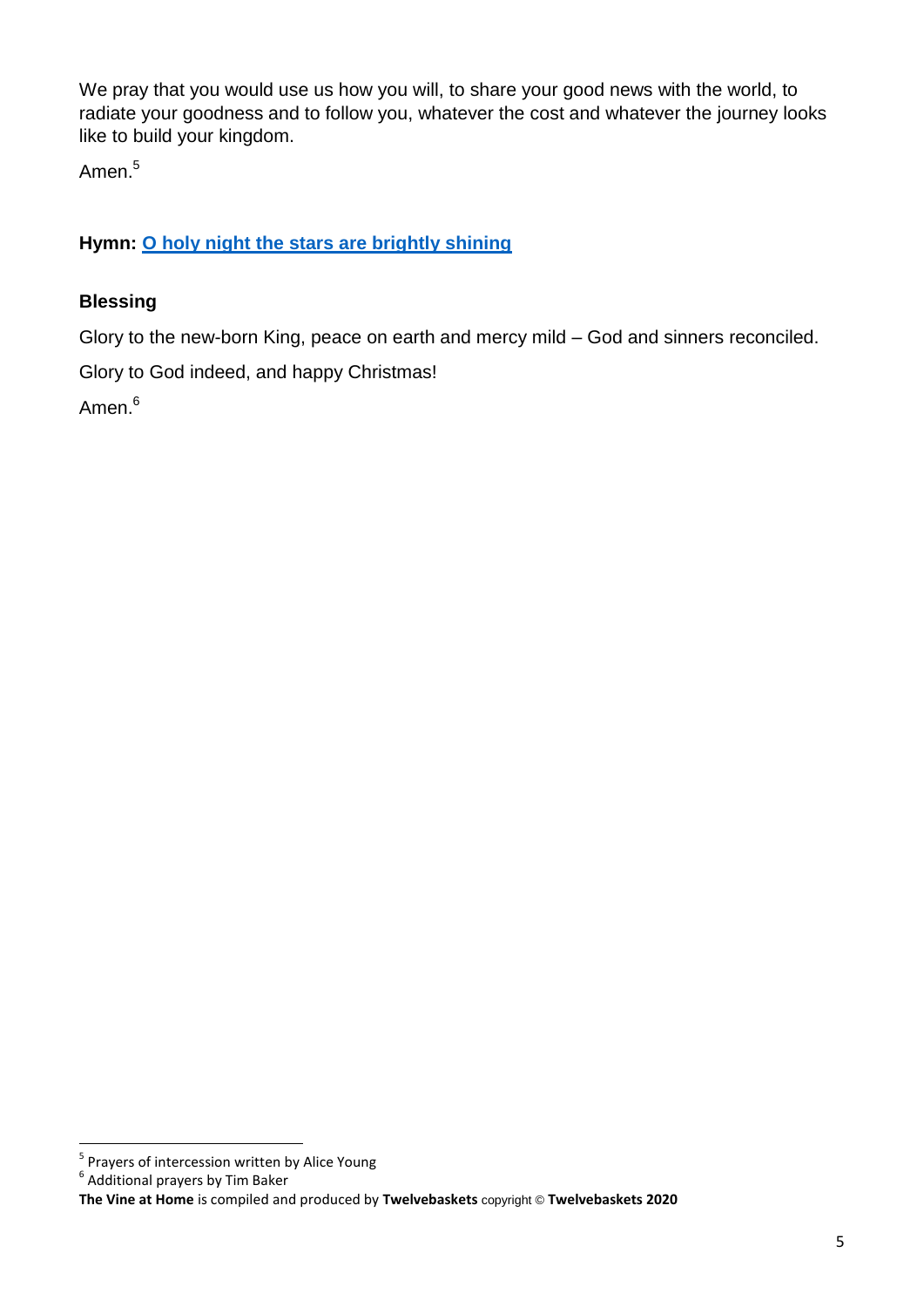We pray that you would use us how you will, to share your good news with the world, to radiate your goodness and to follow you, whatever the cost and whatever the journey looks like to build your kingdom.

Amen.[5]

**Hymn: O holy night the stars are brightly shining**

### Blessing

Glory to the new-born King, peace on earth and mercy mild – God and sinners reconciled.

Glory to God indeed, and happy Christmas!

Amen.[6]

[5] Prayers of intercession written by Alice Young

[6] Additional prayers by Tim Baker

**The Vine at Home** is compiled and produced by **Twelvebaskets** copyright © **Twelvebaskets 2020**